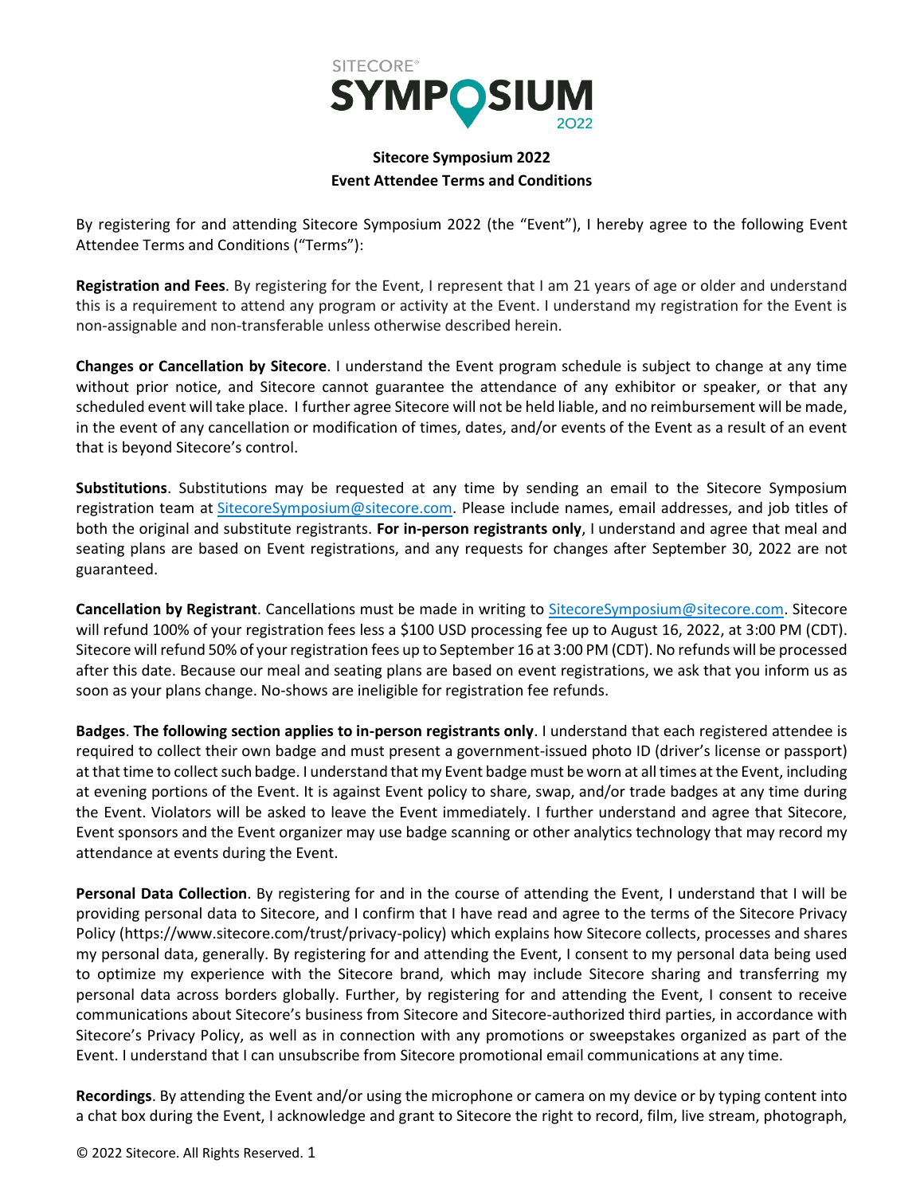SITECORE® SYMPOSIUM 2022

# Sitecore Symposium 2022
## Event Attendee Terms and Conditions

By registering for and attending Sitecore Symposium 2022 (the "Event"), I hereby agree to the following Event Attendee Terms and Conditions ("Terms"):

**Registration and Fees**. By registering for the Event, I represent that I am 21 years of age or older and understand this is a requirement to attend any program or activity at the Event. I understand my registration for the Event is non-assignable and non-transferable unless otherwise described herein.

**Changes or Cancellation by Sitecore**. I understand the Event program schedule is subject to change at any time without prior notice, and Sitecore cannot guarantee the attendance of any exhibitor or speaker, or that any scheduled event will take place. I further agree Sitecore will not be held liable, and no reimbursement will be made, in the event of any cancellation or modification of times, dates, and/or events of the Event as a result of an event that is beyond Sitecore's control.

**Substitutions**. Substitutions may be requested at any time by sending an email to the Sitecore Symposium registration team at SitecoreSymposium@sitecore.com. Please include names, email addresses, and job titles of both the original and substitute registrants. **For in-person registrants only**, I understand and agree that meal and seating plans are based on Event registrations, and any requests for changes after September 30, 2022 are not guaranteed.

**Cancellation by Registrant**. Cancellations must be made in writing to SitecoreSymposium@sitecore.com. Sitecore will refund 100% of your registration fees less a $100 USD processing fee up to August 16, 2022, at 3:00 PM (CDT). Sitecore will refund 50% of your registration fees up to September 16 at 3:00 PM (CDT). No refunds will be processed after this date. Because our meal and seating plans are based on event registrations, we ask that you inform us as soon as your plans change. No-shows are ineligible for registration fee refunds.

**Badges**. **The following section applies to in-person registrants only**. I understand that each registered attendee is required to collect their own badge and must present a government-issued photo ID (driver's license or passport) at that time to collect such badge. I understand that my Event badge must be worn at all times at the Event, including at evening portions of the Event. It is against Event policy to share, swap, and/or trade badges at any time during the Event. Violators will be asked to leave the Event immediately. I further understand and agree that Sitecore, Event sponsors and the Event organizer may use badge scanning or other analytics technology that may record my attendance at events during the Event.

**Personal Data Collection**. By registering for and in the course of attending the Event, I understand that I will be providing personal data to Sitecore, and I confirm that I have read and agree to the terms of the Sitecore Privacy Policy (https://www.sitecore.com/trust/privacy-policy) which explains how Sitecore collects, processes and shares my personal data, generally. By registering for and attending the Event, I consent to my personal data being used to optimize my experience with the Sitecore brand, which may include Sitecore sharing and transferring my personal data across borders globally. Further, by registering for and attending the Event, I consent to receive communications about Sitecore's business from Sitecore and Sitecore-authorized third parties, in accordance with Sitecore's Privacy Policy, as well as in connection with any promotions or sweepstakes organized as part of the Event. I understand that I can unsubscribe from Sitecore promotional email communications at any time.

**Recordings**. By attending the Event and/or using the microphone or camera on my device or by typing content into a chat box during the Event, I acknowledge and grant to Sitecore the right to record, film, live stream, photograph,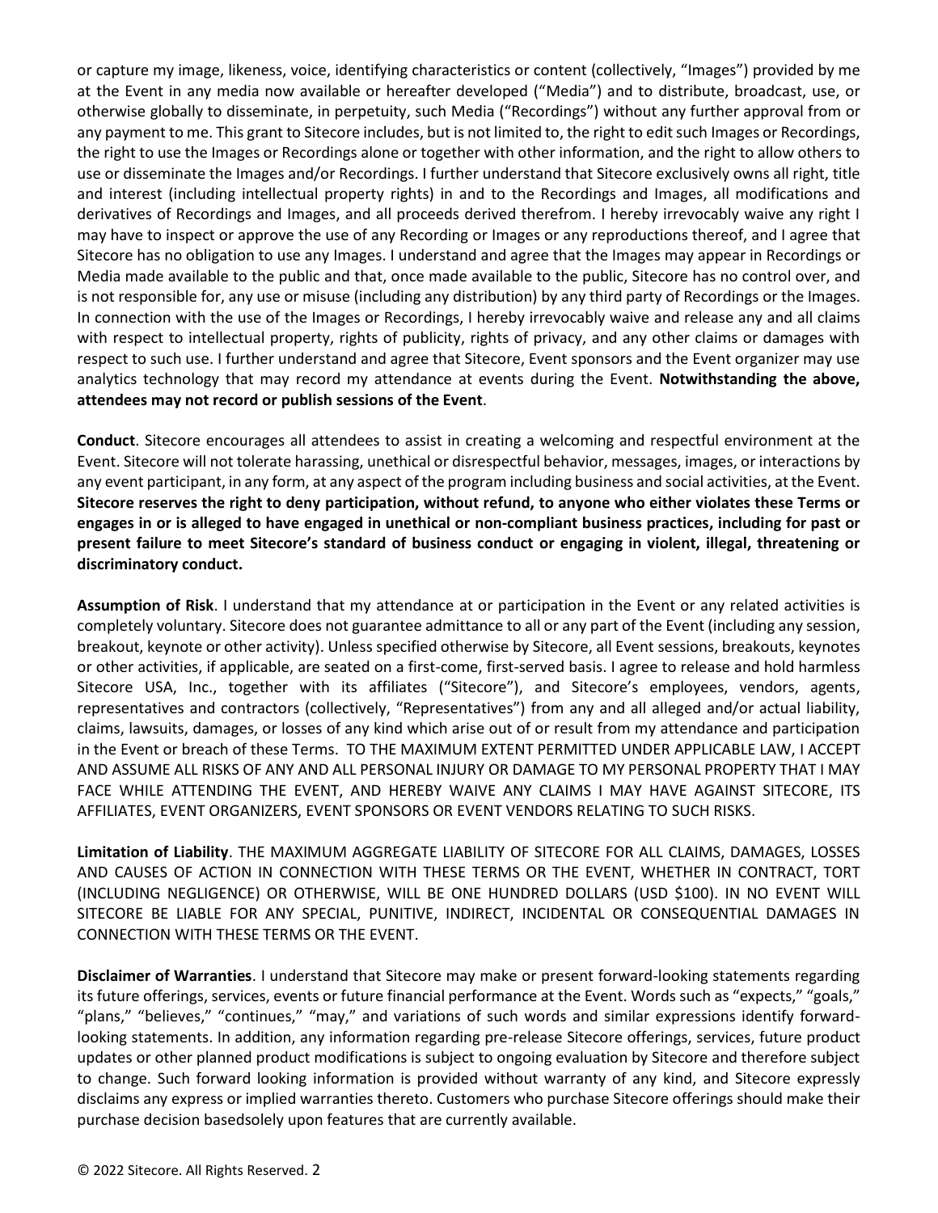or capture my image, likeness, voice, identifying characteristics or content (collectively, "Images") provided by me at the Event in any media now available or hereafter developed ("Media") and to distribute, broadcast, use, or otherwise globally to disseminate, in perpetuity, such Media ("Recordings") without any further approval from or any payment to me. This grant to Sitecore includes, but is not limited to, the right to edit such Images or Recordings, the right to use the Images or Recordings alone or together with other information, and the right to allow others to use or disseminate the Images and/or Recordings. I further understand that Sitecore exclusively owns all right, title and interest (including intellectual property rights) in and to the Recordings and Images, all modifications and derivatives of Recordings and Images, and all proceeds derived therefrom. I hereby irrevocably waive any right I may have to inspect or approve the use of any Recording or Images or any reproductions thereof, and I agree that Sitecore has no obligation to use any Images. I understand and agree that the Images may appear in Recordings or Media made available to the public and that, once made available to the public, Sitecore has no control over, and is not responsible for, any use or misuse (including any distribution) by any third party of Recordings or the Images. In connection with the use of the Images or Recordings, I hereby irrevocably waive and release any and all claims with respect to intellectual property, rights of publicity, rights of privacy, and any other claims or damages with respect to such use. I further understand and agree that Sitecore, Event sponsors and the Event organizer may use analytics technology that may record my attendance at events during the Event. **Notwithstanding the above, attendees may not record or publish sessions of the Event**.

**Conduct**. Sitecore encourages all attendees to assist in creating a welcoming and respectful environment at the Event. Sitecore will not tolerate harassing, unethical or disrespectful behavior, messages, images, or interactions by any event participant, in any form, at any aspect of the program including business and social activities, at the Event. **Sitecore reserves the right to deny participation, without refund, to anyone who either violates these Terms or engages in or is alleged to have engaged in unethical or non-compliant business practices, including for past or present failure to meet Sitecore's standard of business conduct or engaging in violent, illegal, threatening or discriminatory conduct.**

**Assumption of Risk**. I understand that my attendance at or participation in the Event or any related activities is completely voluntary. Sitecore does not guarantee admittance to all or any part of the Event (including any session, breakout, keynote or other activity). Unless specified otherwise by Sitecore, all Event sessions, breakouts, keynotes or other activities, if applicable, are seated on a first-come, first-served basis. I agree to release and hold harmless Sitecore USA, Inc., together with its affiliates ("Sitecore"), and Sitecore's employees, vendors, agents, representatives and contractors (collectively, "Representatives") from any and all alleged and/or actual liability, claims, lawsuits, damages, or losses of any kind which arise out of or result from my attendance and participation in the Event or breach of these Terms. TO THE MAXIMUM EXTENT PERMITTED UNDER APPLICABLE LAW, I ACCEPT AND ASSUME ALL RISKS OF ANY AND ALL PERSONAL INJURY OR DAMAGE TO MY PERSONAL PROPERTY THAT I MAY FACE WHILE ATTENDING THE EVENT, AND HEREBY WAIVE ANY CLAIMS I MAY HAVE AGAINST SITECORE, ITS AFFILIATES, EVENT ORGANIZERS, EVENT SPONSORS OR EVENT VENDORS RELATING TO SUCH RISKS.

**Limitation of Liability**. THE MAXIMUM AGGREGATE LIABILITY OF SITECORE FOR ALL CLAIMS, DAMAGES, LOSSES AND CAUSES OF ACTION IN CONNECTION WITH THESE TERMS OR THE EVENT, WHETHER IN CONTRACT, TORT (INCLUDING NEGLIGENCE) OR OTHERWISE, WILL BE ONE HUNDRED DOLLARS (USD $100). IN NO EVENT WILL SITECORE BE LIABLE FOR ANY SPECIAL, PUNITIVE, INDIRECT, INCIDENTAL OR CONSEQUENTIAL DAMAGES IN CONNECTION WITH THESE TERMS OR THE EVENT.

**Disclaimer of Warranties**. I understand that Sitecore may make or present forward-looking statements regarding its future offerings, services, events or future financial performance at the Event. Words such as "expects," "goals," "plans," "believes," "continues," "may," and variations of such words and similar expressions identify forward-looking statements. In addition, any information regarding pre-release Sitecore offerings, services, future product updates or other planned product modifications is subject to ongoing evaluation by Sitecore and therefore subject to change. Such forward looking information is provided without warranty of any kind, and Sitecore expressly disclaims any express or implied warranties thereto. Customers who purchase Sitecore offerings should make their purchase decision basedsolely upon features that are currently available.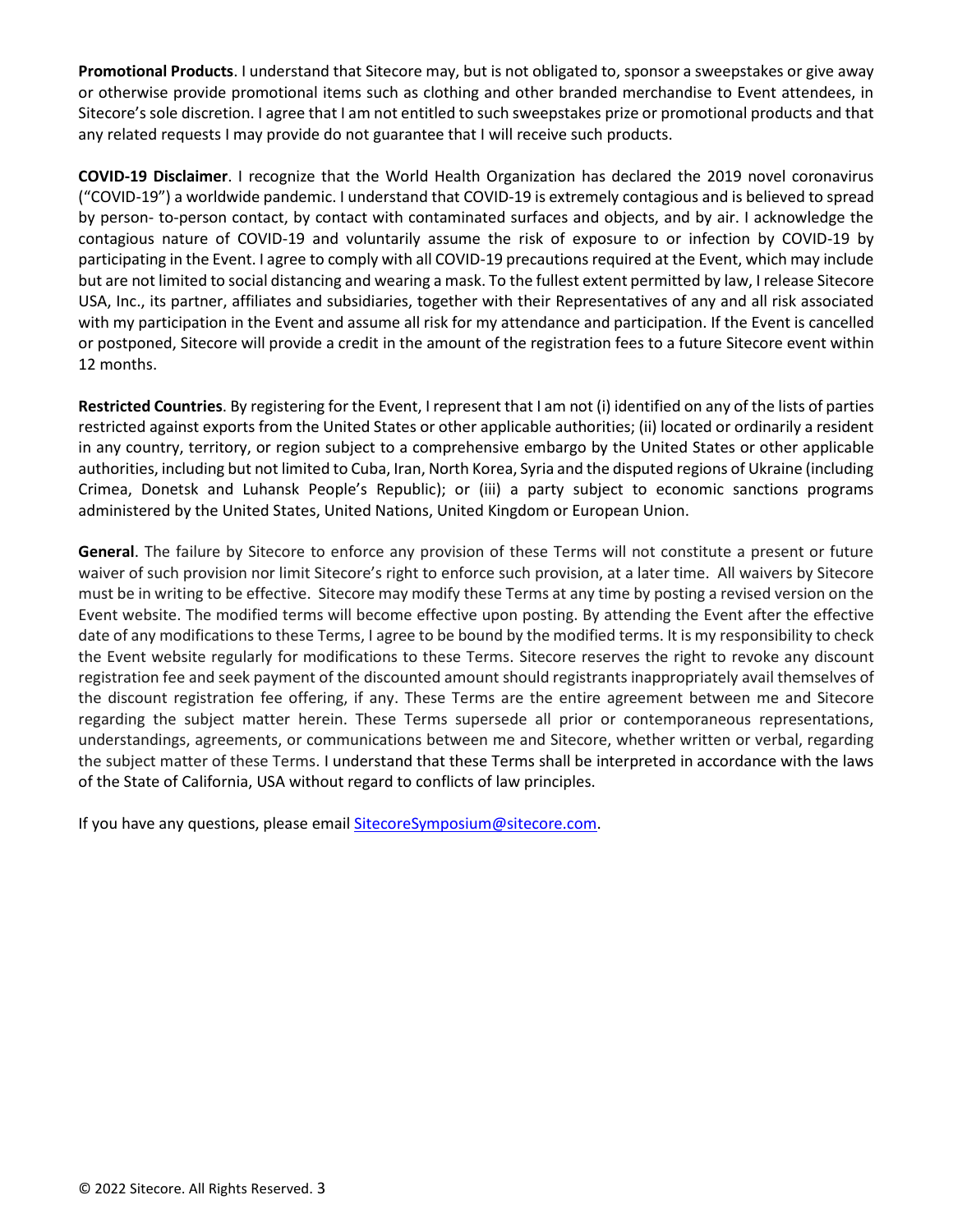**Promotional Products**. I understand that Sitecore may, but is not obligated to, sponsor a sweepstakes or give away or otherwise provide promotional items such as clothing and other branded merchandise to Event attendees, in Sitecore's sole discretion. I agree that I am not entitled to such sweepstakes prize or promotional products and that any related requests I may provide do not guarantee that I will receive such products.

**COVID-19 Disclaimer**. I recognize that the World Health Organization has declared the 2019 novel coronavirus ("COVID-19") a worldwide pandemic. I understand that COVID-19 is extremely contagious and is believed to spread by person- to-person contact, by contact with contaminated surfaces and objects, and by air. I acknowledge the contagious nature of COVID-19 and voluntarily assume the risk of exposure to or infection by COVID-19 by participating in the Event. I agree to comply with all COVID-19 precautions required at the Event, which may include but are not limited to social distancing and wearing a mask. To the fullest extent permitted by law, I release Sitecore USA, Inc., its partner, affiliates and subsidiaries, together with their Representatives of any and all risk associated with my participation in the Event and assume all risk for my attendance and participation. If the Event is cancelled or postponed, Sitecore will provide a credit in the amount of the registration fees to a future Sitecore event within 12 months.

**Restricted Countries**. By registering for the Event, I represent that I am not (i) identified on any of the lists of parties restricted against exports from the United States or other applicable authorities; (ii) located or ordinarily a resident in any country, territory, or region subject to a comprehensive embargo by the United States or other applicable authorities, including but not limited to Cuba, Iran, North Korea, Syria and the disputed regions of Ukraine (including Crimea, Donetsk and Luhansk People's Republic); or (iii) a party subject to economic sanctions programs administered by the United States, United Nations, United Kingdom or European Union.

**General**. The failure by Sitecore to enforce any provision of these Terms will not constitute a present or future waiver of such provision nor limit Sitecore's right to enforce such provision, at a later time. All waivers by Sitecore must be in writing to be effective. Sitecore may modify these Terms at any time by posting a revised version on the Event website. The modified terms will become effective upon posting. By attending the Event after the effective date of any modifications to these Terms, I agree to be bound by the modified terms. It is my responsibility to check the Event website regularly for modifications to these Terms. Sitecore reserves the right to revoke any discount registration fee and seek payment of the discounted amount should registrants inappropriately avail themselves of the discount registration fee offering, if any. These Terms are the entire agreement between me and Sitecore regarding the subject matter herein. These Terms supersede all prior or contemporaneous representations, understandings, agreements, or communications between me and Sitecore, whether written or verbal, regarding the subject matter of these Terms. I understand that these Terms shall be interpreted in accordance with the laws of the State of California, USA without regard to conflicts of law principles.

If you have any questions, please email SitecoreSymposium@sitecore.com.

© 2022 Sitecore. All Rights Reserved.